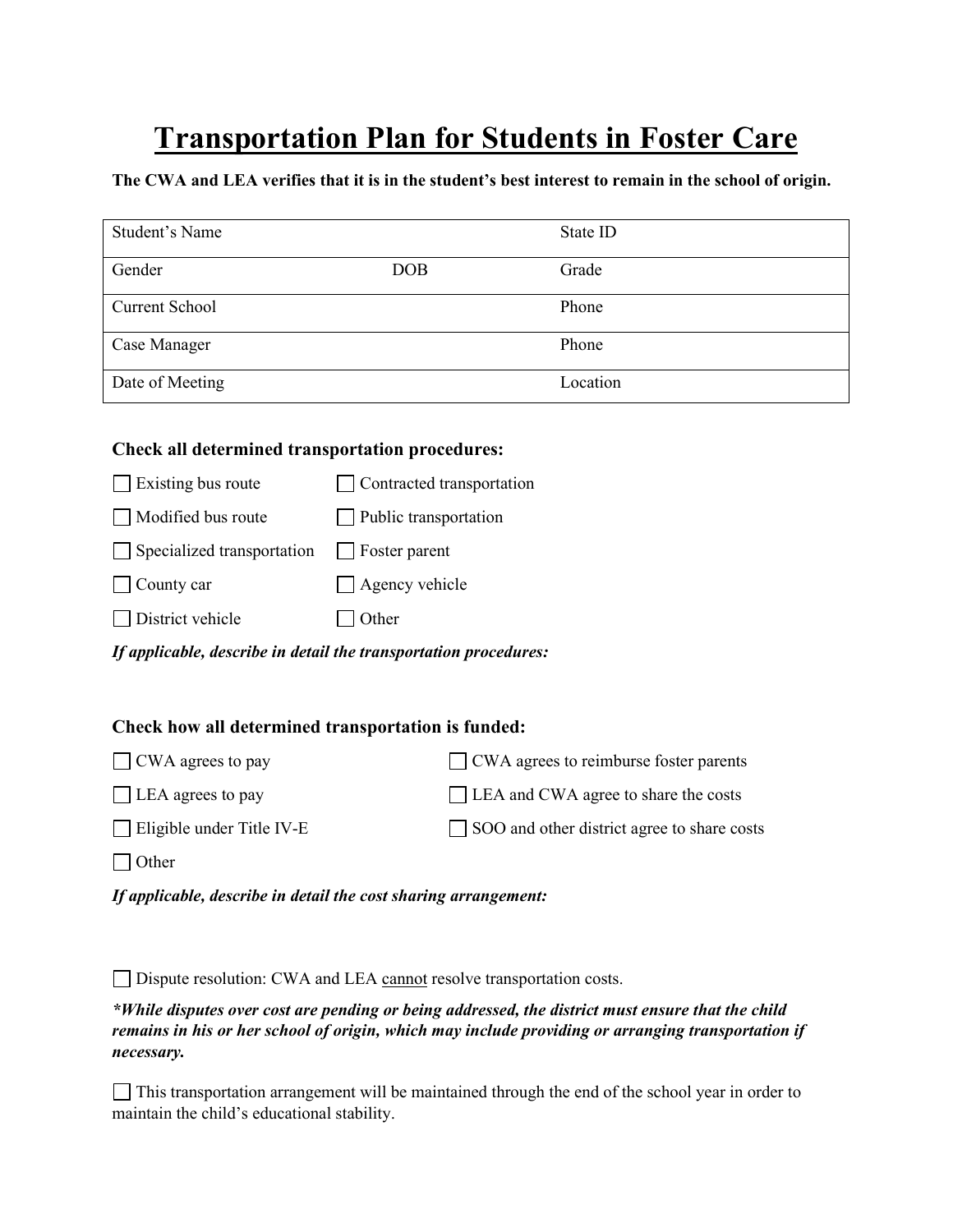# Transportation Plan for Students in Foster Care

**The CWA and LEA verifies that it is in the student's best interest to remain in the school of origin.**

| | | |
|---|---|---|
| Student's Name | | State ID |
| Gender | DOB | Grade |
| Current School | | Phone |
| Case Manager | | Phone |
| Date of Meeting | | Location |

**Check all determined transportation procedures:**

- ☐ Existing bus route
- ☐ Contracted transportation
- ☐ Modified bus route
- ☐ Public transportation
- ☐ Specialized transportation
- ☐ Foster parent
- ☐ County car
- ☐ Agency vehicle
- ☐ District vehicle
- ☐ Other

***If applicable, describe in detail the transportation procedures:***

**Check how all determined transportation is funded:**

- ☐ CWA agrees to pay
- ☐ CWA agrees to reimburse foster parents
- ☐ LEA agrees to pay
- ☐ LEA and CWA agree to share the costs
- ☐ Eligible under Title IV-E
- ☐ SOO and other district agree to share costs
- ☐ Other

***If applicable, describe in detail the cost sharing arrangement:***

☐ Dispute resolution: CWA and LEA <u>cannot</u> resolve transportation costs.

****While disputes over cost are pending or being addressed, the district must ensure that the child remains in his or her school of origin, which may include providing or arranging transportation if necessary.***

☐ This transportation arrangement will be maintained through the end of the school year in order to maintain the child's educational stability.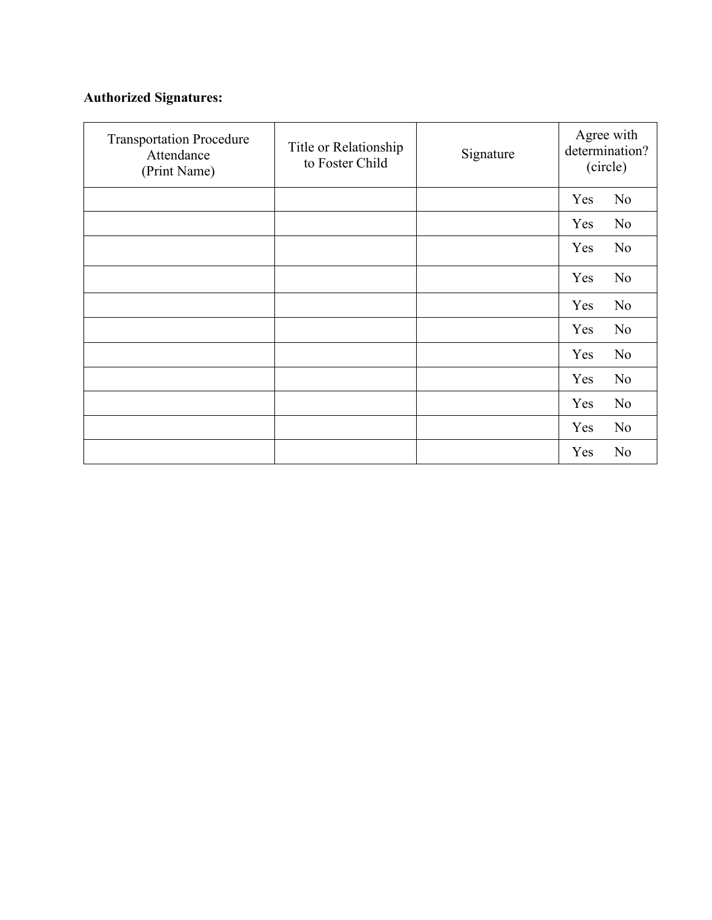**Authorized Signatures:**

| Transportation Procedure Attendance (Print Name) | Title or Relationship to Foster Child | Signature | Agree with determination? (circle) |
|---|---|---|---|
| | | | Yes No |
| | | | Yes No |
| | | | Yes No |
| | | | Yes No |
| | | | Yes No |
| | | | Yes No |
| | | | Yes No |
| | | | Yes No |
| | | | Yes No |
| | | | Yes No |
| | | | Yes No |